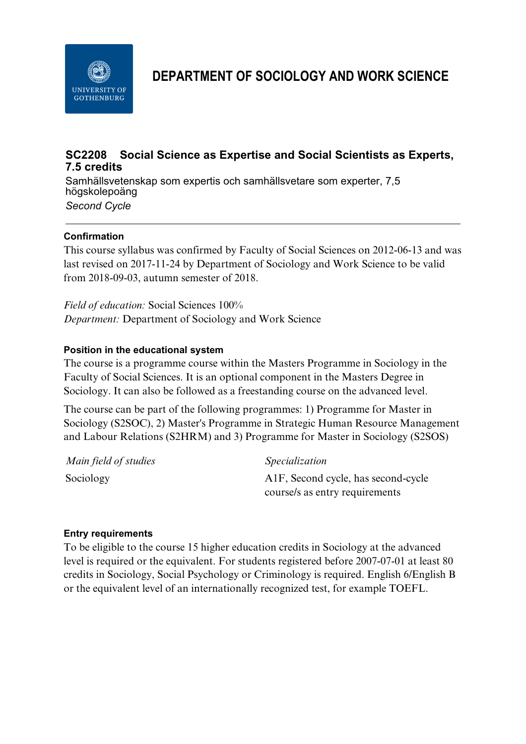# DEPARTMENT OF SOCIOLOGY AND WORK SCIENCE

## SC2208 Social Science as Expertise and Social Scientists as Experts, 7.5 credits

Samhällsvetenskap som expertis och samhällsvetare som experter, 7,5 högskolepoäng

*Second Cycle*

---

### Confirmation

This course syllabus was confirmed by Faculty of Social Sciences on 2012-06-13 and was last revised on 2017-11-24 by Department of Sociology and Work Science to be valid from 2018-09-03, autumn semester of 2018.

*Field of education:* Social Sciences 100%
*Department:* Department of Sociology and Work Science

### Position in the educational system

The course is a programme course within the Masters Programme in Sociology in the Faculty of Social Sciences. It is an optional component in the Masters Degree in Sociology. It can also be followed as a freestanding course on the advanced level.

The course can be part of the following programmes: 1) Programme for Master in Sociology (S2SOC), 2) Master's Programme in Strategic Human Resource Management and Labour Relations (S2HRM) and 3) Programme for Master in Sociology (S2SOS)

| *Main field of studies* | *Specialization* |
| --- | --- |
| Sociology | A1F, Second cycle, has second-cycle course/s as entry requirements |

### Entry requirements

To be eligible to the course 15 higher education credits in Sociology at the advanced level is required or the equivalent. For students registered before 2007-07-01 at least 80 credits in Sociology, Social Psychology or Criminology is required. English 6/English B or the equivalent level of an internationally recognized test, for example TOEFL.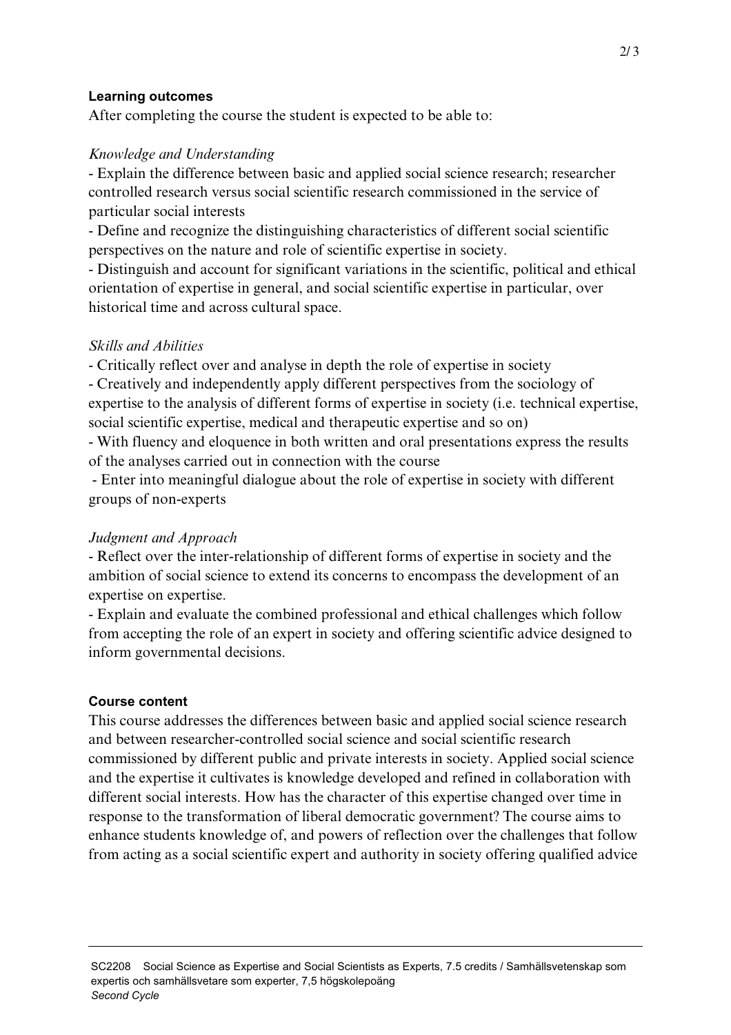### Learning outcomes

After completing the course the student is expected to be able to:

*Knowledge and Understanding*

- Explain the difference between basic and applied social science research; researcher controlled research versus social scientific research commissioned in the service of particular social interests
- Define and recognize the distinguishing characteristics of different social scientific perspectives on the nature and role of scientific expertise in society.
- Distinguish and account for significant variations in the scientific, political and ethical orientation of expertise in general, and social scientific expertise in particular, over historical time and across cultural space.

*Skills and Abilities*

- Critically reflect over and analyse in depth the role of expertise in society
- Creatively and independently apply different perspectives from the sociology of expertise to the analysis of different forms of expertise in society (i.e. technical expertise, social scientific expertise, medical and therapeutic expertise and so on)
- With fluency and eloquence in both written and oral presentations express the results of the analyses carried out in connection with the course
- Enter into meaningful dialogue about the role of expertise in society with different groups of non-experts

*Judgment and Approach*

- Reflect over the inter-relationship of different forms of expertise in society and the ambition of social science to extend its concerns to encompass the development of an expertise on expertise.
- Explain and evaluate the combined professional and ethical challenges which follow from accepting the role of an expert in society and offering scientific advice designed to inform governmental decisions.

### Course content

This course addresses the differences between basic and applied social science research and between researcher-controlled social science and social scientific research commissioned by different public and private interests in society. Applied social science and the expertise it cultivates is knowledge developed and refined in collaboration with different social interests. How has the character of this expertise changed over time in response to the transformation of liberal democratic government? The course aims to enhance students knowledge of, and powers of reflection over the challenges that follow from acting as a social scientific expert and authority in society offering qualified advice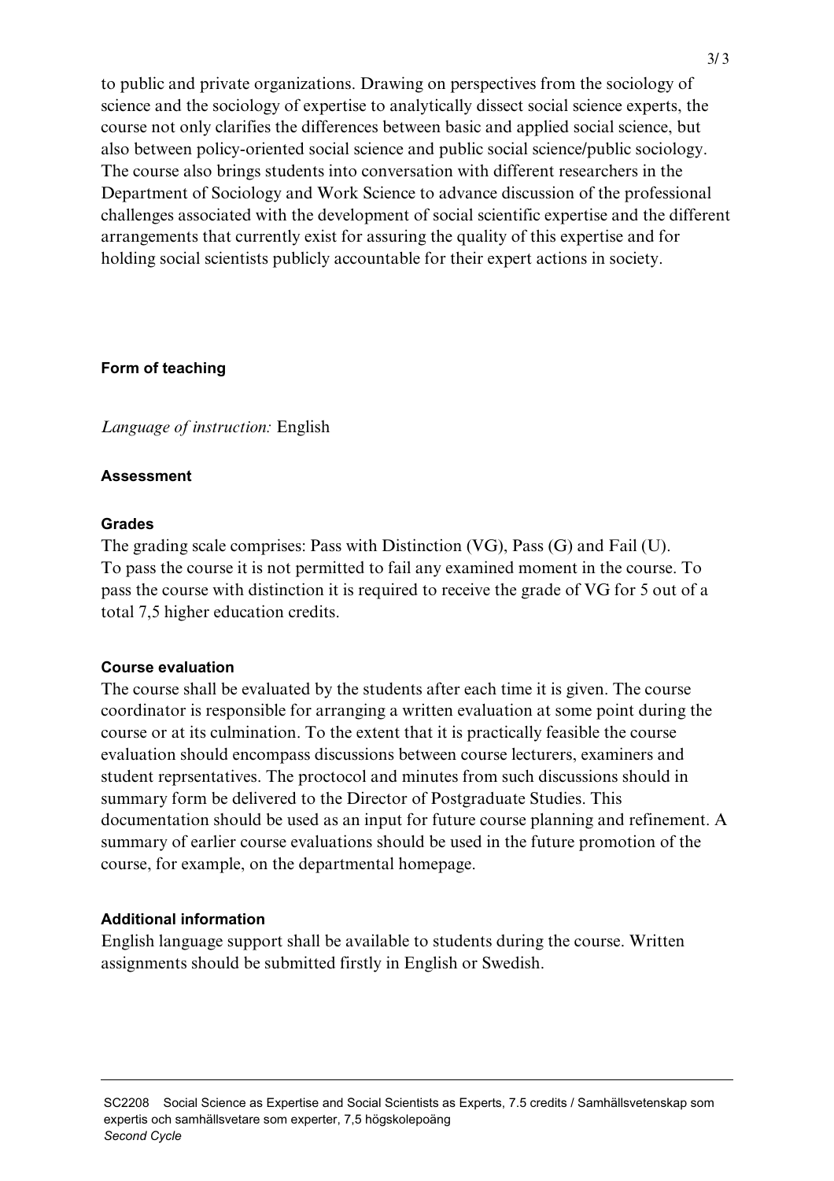to public and private organizations. Drawing on perspectives from the sociology of science and the sociology of expertise to analytically dissect social science experts, the course not only clarifies the differences between basic and applied social science, but also between policy-oriented social science and public social science/public sociology. The course also brings students into conversation with different researchers in the Department of Sociology and Work Science to advance discussion of the professional challenges associated with the development of social scientific expertise and the different arrangements that currently exist for assuring the quality of this expertise and for holding social scientists publicly accountable for their expert actions in society.

### Form of teaching

*Language of instruction:* English

### Assessment

### Grades

The grading scale comprises: Pass with Distinction (VG), Pass (G) and Fail (U).
To pass the course it is not permitted to fail any examined moment in the course. To pass the course with distinction it is required to receive the grade of VG for 5 out of a total 7,5 higher education credits.

### Course evaluation

The course shall be evaluated by the students after each time it is given. The course coordinator is responsible for arranging a written evaluation at some point during the course or at its culmination. To the extent that it is practically feasible the course evaluation should encompass discussions between course lecturers, examiners and student reprsentatives. The proctocol and minutes from such discussions should in summary form be delivered to the Director of Postgraduate Studies. This documentation should be used as an input for future course planning and refinement. A summary of earlier course evaluations should be used in the future promotion of the course, for example, on the departmental homepage.

### Additional information

English language support shall be available to students during the course. Written assignments should be submitted firstly in English or Swedish.